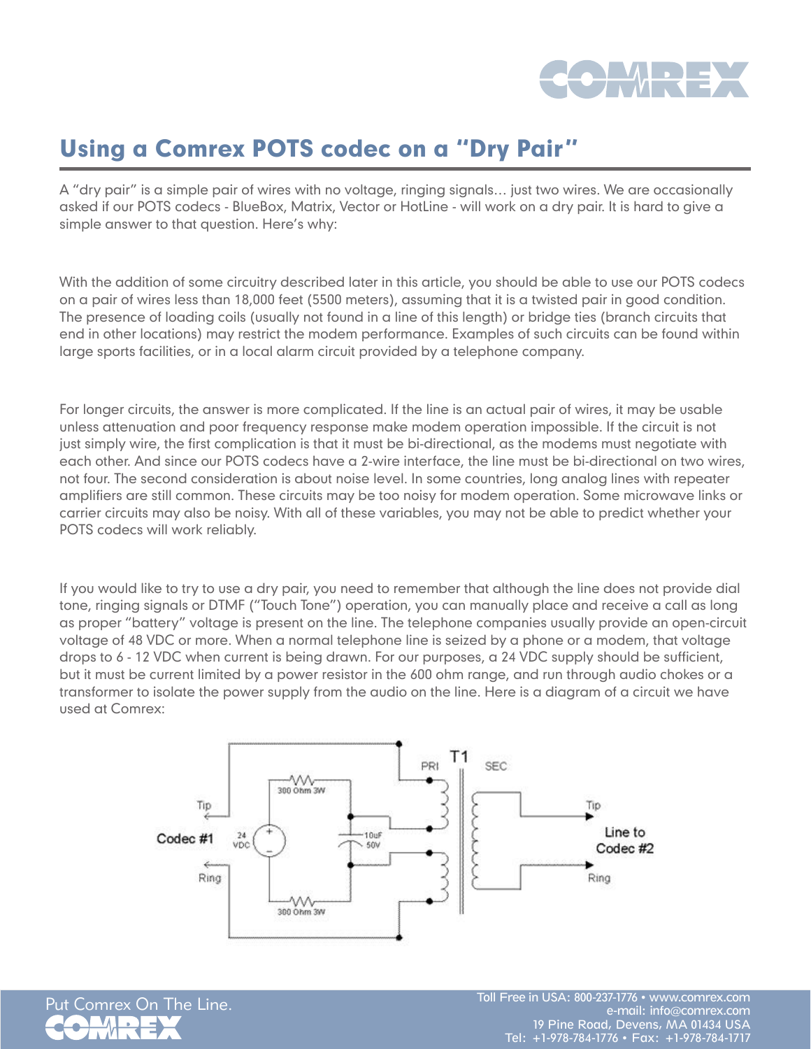# Using a Comrex POTS codec on a "Dry Pair"

A "dry pair" is a simple pair of wires with no voltage, ringing signals… just two wires. We are occasionally asked if our POTS codecs - BlueBox, Matrix, Vector or HotLine - will work on a dry pair. It is hard to give a simple answer to that question. Here's why:

With the addition of some circuitry described later in this article, you should be able to use our POTS codecs on a pair of wires less than 18,000 feet (5500 meters), assuming that it is a twisted pair in good condition. The presence of loading coils (usually not found in a line of this length) or bridge ties (branch circuits that end in other locations) may restrict the modem performance. Examples of such circuits can be found within large sports facilities, or in a local alarm circuit provided by a telephone company.

For longer circuits, the answer is more complicated. If the line is an actual pair of wires, it may be usable unless attenuation and poor frequency response make modem operation impossible. If the circuit is not just simply wire, the first complication is that it must be bi-directional, as the modems must negotiate with each other. And since our POTS codecs have a 2-wire interface, the line must be bi-directional on two wires, not four. The second consideration is about noise level. In some countries, long analog lines with repeater amplifiers are still common. These circuits may be too noisy for modem operation. Some microwave links or carrier circuits may also be noisy. With all of these variables, you may not be able to predict whether your POTS codecs will work reliably.

If you would like to try to use a dry pair, you need to remember that although the line does not provide dial tone, ringing signals or DTMF ("Touch Tone") operation, you can manually place and receive a call as long as proper "battery" voltage is present on the line. The telephone companies usually provide an open-circuit voltage of 48 VDC or more. When a normal telephone line is seized by a phone or a modem, that voltage drops to 6 - 12 VDC when current is being drawn. For our purposes, a 24 VDC supply should be sufficient, but it must be current limited by a power resistor in the 600 ohm range, and run through audio chokes or a transformer to isolate the power supply from the audio on the line. Here is a diagram of a circuit we have used at Comrex:

Codec #1 — Tip, Ring — 24 VDC — 300 Ohm 3W — 300 Ohm 3W — 10uF 50V — T1 PRI SEC — Tip, Ring — Line to Codec #2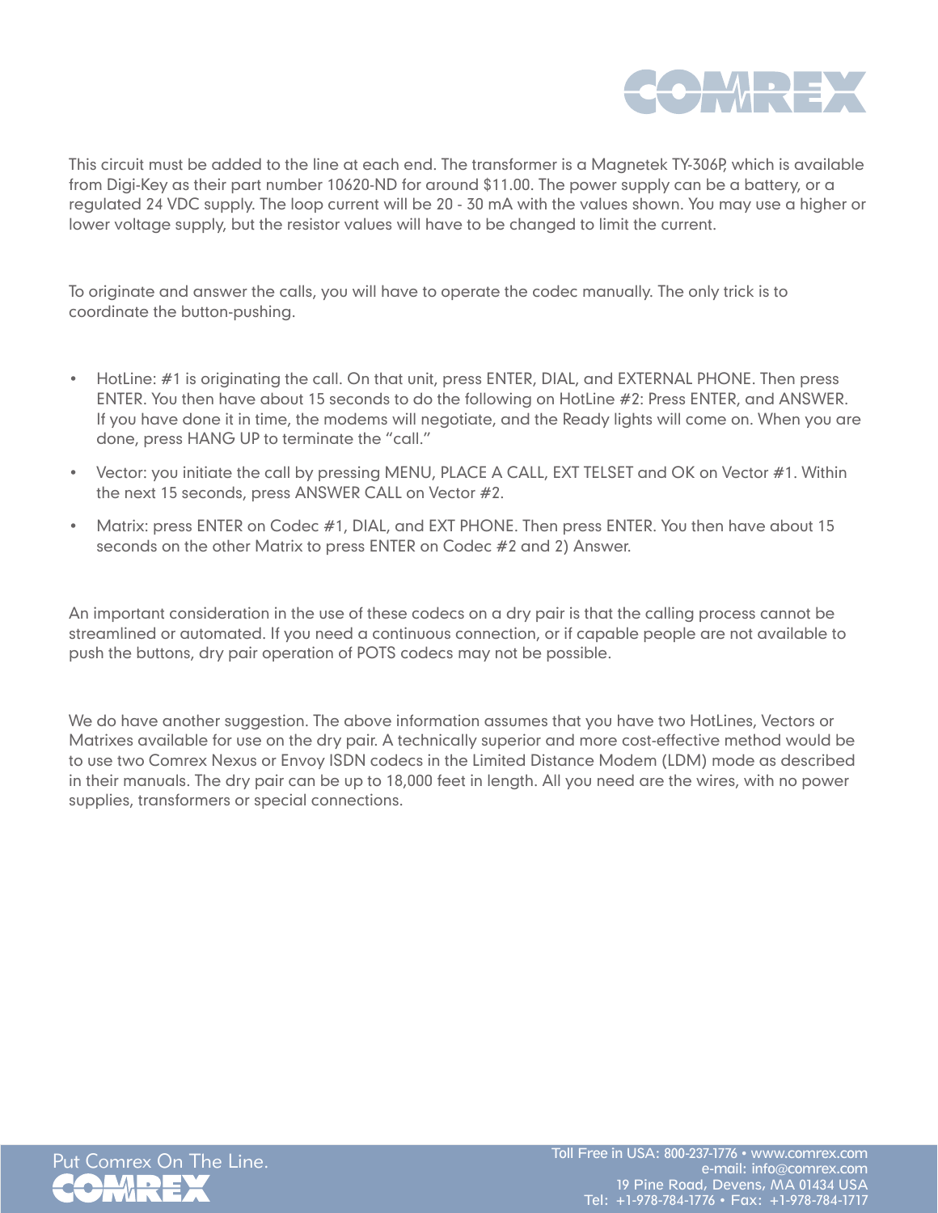This circuit must be added to the line at each end. The transformer is a Magnetek TY-306P, which is available from Digi-Key as their part number 10620-ND for around $11.00. The power supply can be a battery, or a regulated 24 VDC supply. The loop current will be 20 - 30 mA with the values shown. You may use a higher or lower voltage supply, but the resistor values will have to be changed to limit the current.

To originate and answer the calls, you will have to operate the codec manually. The only trick is to coordinate the button-pushing.

- HotLine: #1 is originating the call. On that unit, press ENTER, DIAL, and EXTERNAL PHONE. Then press ENTER. You then have about 15 seconds to do the following on HotLine #2: Press ENTER, and ANSWER. If you have done it in time, the modems will negotiate, and the Ready lights will come on. When you are done, press HANG UP to terminate the "call."
- Vector: you initiate the call by pressing MENU, PLACE A CALL, EXT TELSET and OK on Vector #1. Within the next 15 seconds, press ANSWER CALL on Vector #2.
- Matrix: press ENTER on Codec #1, DIAL, and EXT PHONE. Then press ENTER. You then have about 15 seconds on the other Matrix to press ENTER on Codec #2 and 2) Answer.

An important consideration in the use of these codecs on a dry pair is that the calling process cannot be streamlined or automated. If you need a continuous connection, or if capable people are not available to push the buttons, dry pair operation of POTS codecs may not be possible.

We do have another suggestion. The above information assumes that you have two HotLines, Vectors or Matrixes available for use on the dry pair. A technically superior and more cost-effective method would be to use two Comrex Nexus or Envoy ISDN codecs in the Limited Distance Modem (LDM) mode as described in their manuals. The dry pair can be up to 18,000 feet in length. All you need are the wires, with no power supplies, transformers or special connections.